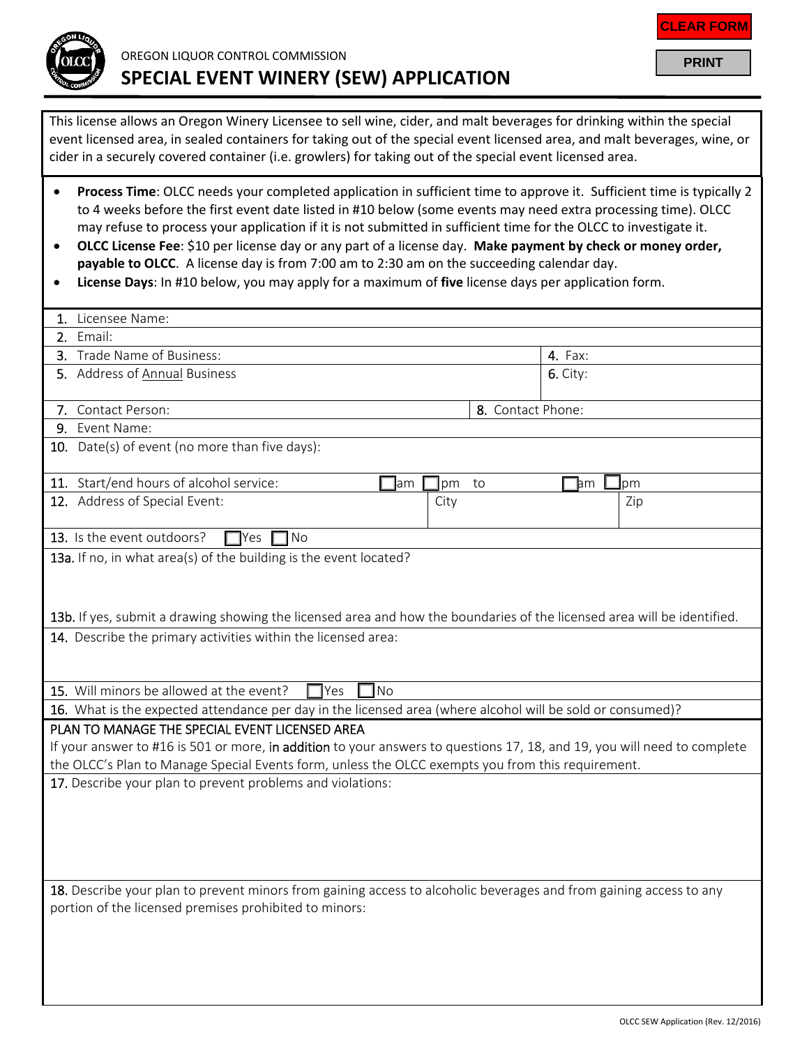OREGON LIQUOR CONTROL COMMISSION

# SPECIAL EVENT WINERY (SEW) APPLICATION

This license allows an Oregon Winery Licensee to sell wine, cider, and malt beverages for drinking within the special event licensed area, in sealed containers for taking out of the special event licensed area, and malt beverages, wine, or cider in a securely covered container (i.e. growlers) for taking out of the special event licensed area.

- **Process Time**: OLCC needs your completed application in sufficient time to approve it. Sufficient time is typically 2 to 4 weeks before the first event date listed in #10 below (some events may need extra processing time). OLCC may refuse to process your application if it is not submitted in sufficient time for the OLCC to investigate it.
- **OLCC License Fee**: $10 per license day or any part of a license day. **Make payment by check or money order, payable to OLCC**. A license day is from 7:00 am to 2:30 am on the succeeding calendar day.
- **License Days**: In #10 below, you may apply for a maximum of **five** license days per application form.

1. Licensee Name:
2. Email:
3. Trade Name of Business:
4. Fax:
5. Address of Annual Business
6. City:
7. Contact Person:
8. Contact Phone:
9. Event Name:
10. Date(s) of event (no more than five days):
11. Start/end hours of alcohol service: ☐am ☐pm to ☐am ☐pm
12. Address of Special Event: City Zip
13. Is the event outdoors? ☐Yes ☐No

13a. If no, in what area(s) of the building is the event located?

13b. If yes, submit a drawing showing the licensed area and how the boundaries of the licensed area will be identified.

14. Describe the primary activities within the licensed area:
15. Will minors be allowed at the event? ☐Yes ☐No
16. What is the expected attendance per day in the licensed area (where alcohol will be sold or consumed)?

PLAN TO MANAGE THE SPECIAL EVENT LICENSED AREA

If your answer to #16 is 501 or more, in addition to your answers to questions 17, 18, and 19, you will need to complete the OLCC's Plan to Manage Special Events form, unless the OLCC exempts you from this requirement.

17. Describe your plan to prevent problems and violations:
18. Describe your plan to prevent minors from gaining access to alcoholic beverages and from gaining access to any portion of the licensed premises prohibited to minors:

OLCC SEW Application (Rev. 12/2016)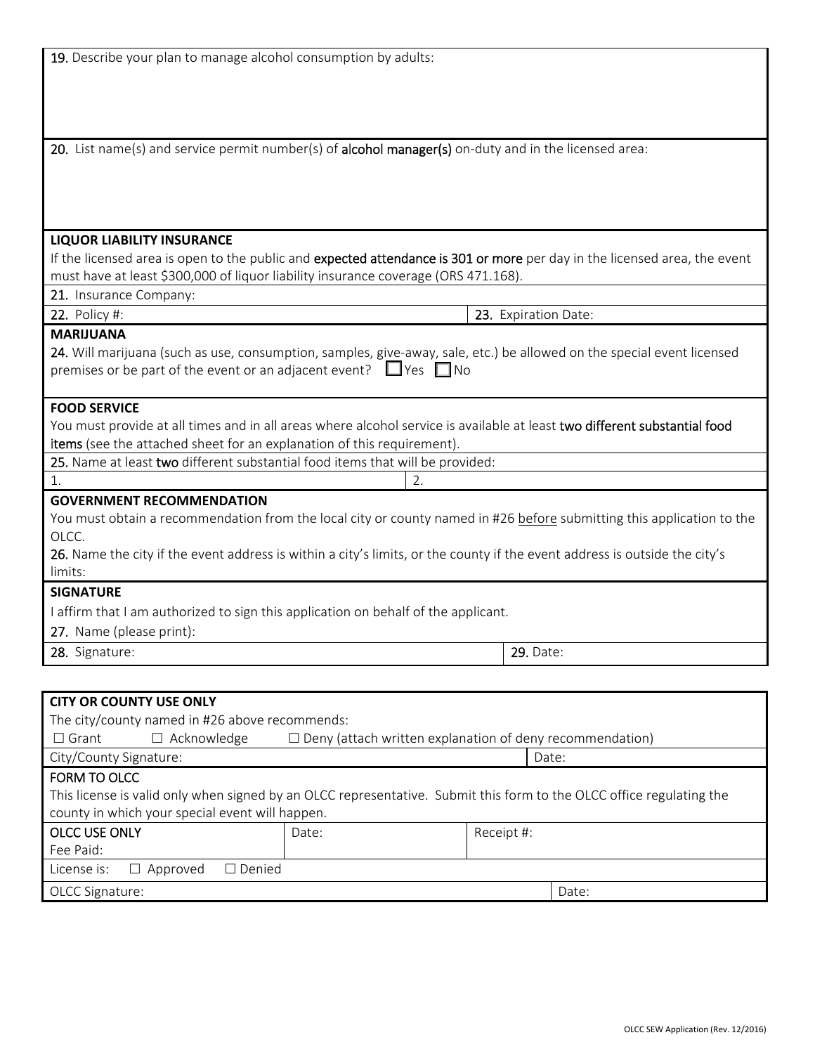19. Describe your plan to manage alcohol consumption by adults:

20. List name(s) and service permit number(s) of **alcohol manager(s)** on-duty and in the licensed area:

**LIQUOR LIABILITY INSURANCE**

If the licensed area is open to the public and **expected attendance is 301 or more** per day in the licensed area, the event must have at least $300,000 of liquor liability insurance coverage (ORS 471.168).

21. Insurance Company:

| 22. Policy #: | 23. Expiration Date: |
|---|---|

**MARIJUANA**

24. Will marijuana (such as use, consumption, samples, give-away, sale, etc.) be allowed on the special event licensed premises or be part of the event or an adjacent event? ☐ Yes ☐ No

**FOOD SERVICE**

You must provide at all times and in all areas where alcohol service is available at least **two different substantial food items** (see the attached sheet for an explanation of this requirement).

25. Name at least **two** different substantial food items that will be provided:

| 1. | 2. |
|---|---|

**GOVERNMENT RECOMMENDATION**

You must obtain a recommendation from the local city or county named in #26 before submitting this application to the OLCC.

26. Name the city if the event address is within a city's limits, or the county if the event address is outside the city's limits:

**SIGNATURE**

I affirm that I am authorized to sign this application on behalf of the applicant.

27. Name (please print):

| 28. Signature: | 29. Date: |
|---|---|

**CITY OR COUNTY USE ONLY**

The city/county named in #26 above recommends:

☐ Grant ☐ Acknowledge ☐ Deny (attach written explanation of deny recommendation)

| City/County Signature: | Date: |
|---|---|

**FORM TO OLCC**

This license is valid only when signed by an OLCC representative. Submit this form to the OLCC office regulating the county in which your special event will happen.

| OLCC USE ONLY<br>Fee Paid: | Date: | Receipt #: |
|---|---|---|
| License is: ☐ Approved ☐ Denied | | |
| OLCC Signature: | | Date: |

OLCC SEW Application (Rev. 12/2016)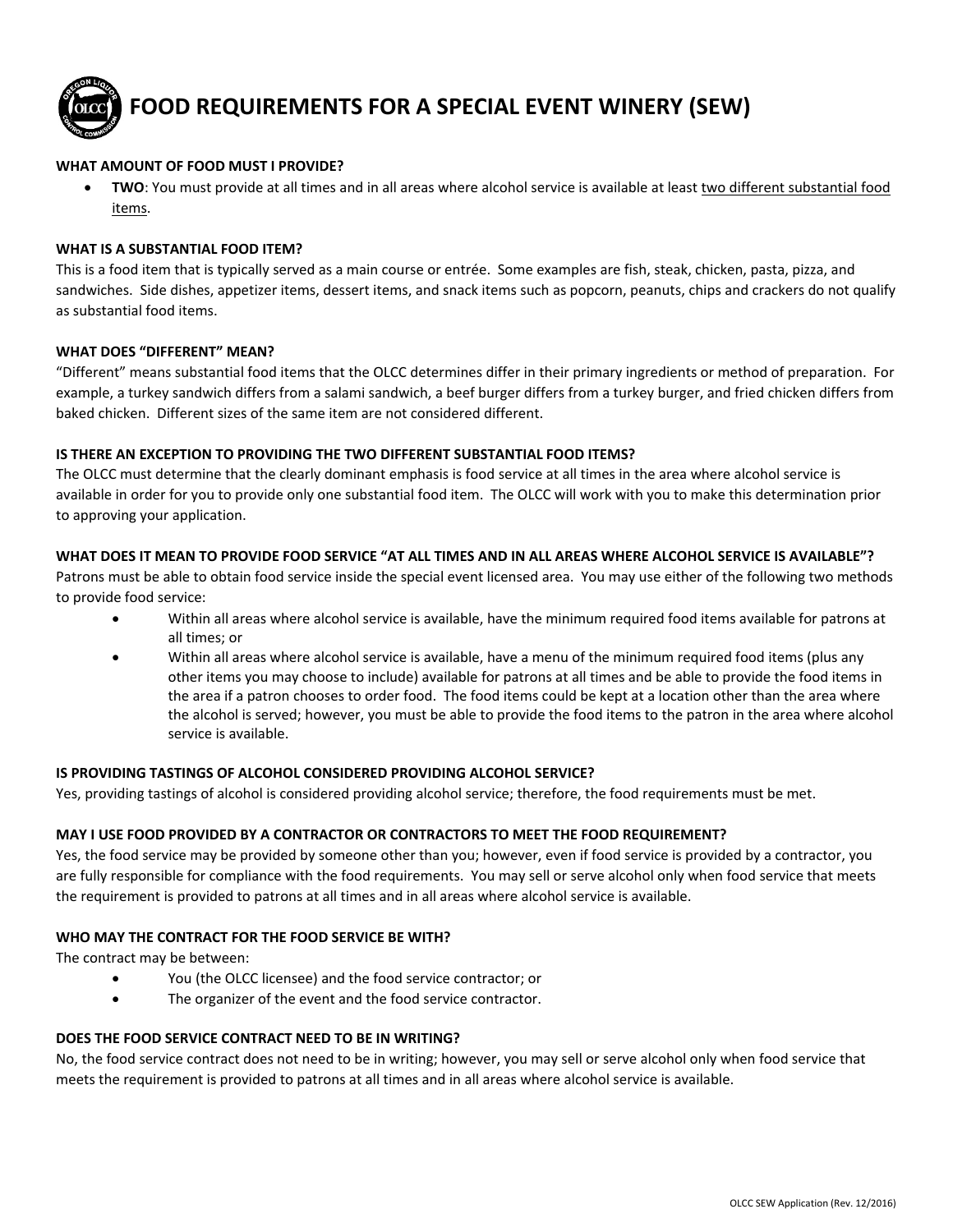# FOOD REQUIREMENTS FOR A SPECIAL EVENT WINERY (SEW)

**WHAT AMOUNT OF FOOD MUST I PROVIDE?**

- **TWO**: You must provide at all times and in all areas where alcohol service is available at least two different substantial food items.

**WHAT IS A SUBSTANTIAL FOOD ITEM?**

This is a food item that is typically served as a main course or entrée. Some examples are fish, steak, chicken, pasta, pizza, and sandwiches. Side dishes, appetizer items, dessert items, and snack items such as popcorn, peanuts, chips and crackers do not qualify as substantial food items.

**WHAT DOES "DIFFERENT" MEAN?**

"Different" means substantial food items that the OLCC determines differ in their primary ingredients or method of preparation. For example, a turkey sandwich differs from a salami sandwich, a beef burger differs from a turkey burger, and fried chicken differs from baked chicken. Different sizes of the same item are not considered different.

**IS THERE AN EXCEPTION TO PROVIDING THE TWO DIFFERENT SUBSTANTIAL FOOD ITEMS?**

The OLCC must determine that the clearly dominant emphasis is food service at all times in the area where alcohol service is available in order for you to provide only one substantial food item. The OLCC will work with you to make this determination prior to approving your application.

**WHAT DOES IT MEAN TO PROVIDE FOOD SERVICE "AT ALL TIMES AND IN ALL AREAS WHERE ALCOHOL SERVICE IS AVAILABLE"?**

Patrons must be able to obtain food service inside the special event licensed area. You may use either of the following two methods to provide food service:

- Within all areas where alcohol service is available, have the minimum required food items available for patrons at all times; or
- Within all areas where alcohol service is available, have a menu of the minimum required food items (plus any other items you may choose to include) available for patrons at all times and be able to provide the food items in the area if a patron chooses to order food. The food items could be kept at a location other than the area where the alcohol is served; however, you must be able to provide the food items to the patron in the area where alcohol service is available.

**IS PROVIDING TASTINGS OF ALCOHOL CONSIDERED PROVIDING ALCOHOL SERVICE?**

Yes, providing tastings of alcohol is considered providing alcohol service; therefore, the food requirements must be met.

**MAY I USE FOOD PROVIDED BY A CONTRACTOR OR CONTRACTORS TO MEET THE FOOD REQUIREMENT?**

Yes, the food service may be provided by someone other than you; however, even if food service is provided by a contractor, you are fully responsible for compliance with the food requirements. You may sell or serve alcohol only when food service that meets the requirement is provided to patrons at all times and in all areas where alcohol service is available.

**WHO MAY THE CONTRACT FOR THE FOOD SERVICE BE WITH?**

The contract may be between:

- You (the OLCC licensee) and the food service contractor; or
- The organizer of the event and the food service contractor.

**DOES THE FOOD SERVICE CONTRACT NEED TO BE IN WRITING?**

No, the food service contract does not need to be in writing; however, you may sell or serve alcohol only when food service that meets the requirement is provided to patrons at all times and in all areas where alcohol service is available.